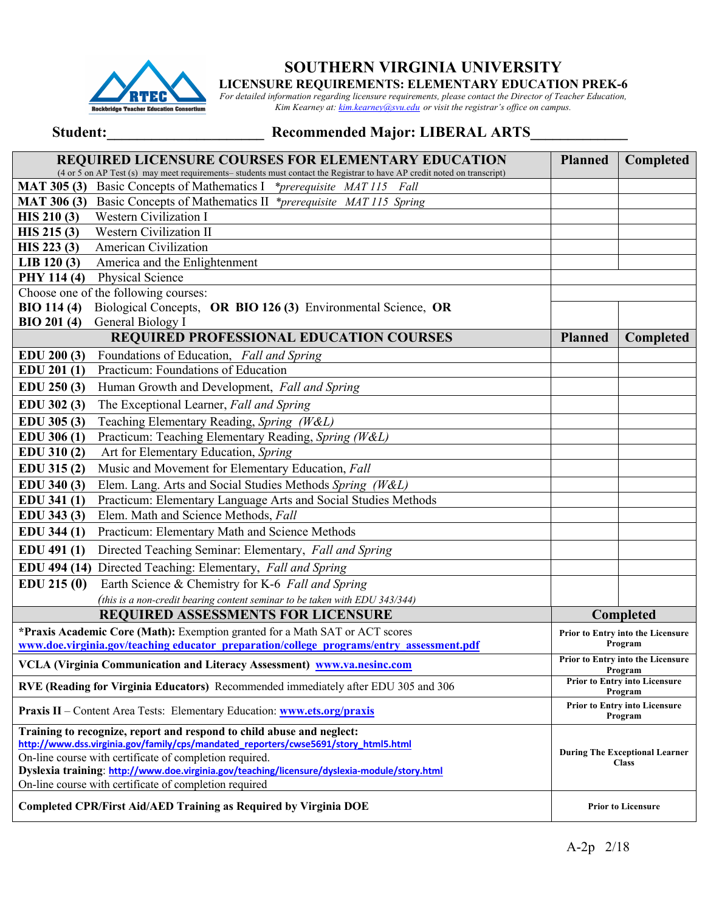# SOUTHERN VIRGINIA UNIVERSITY

## LICENSURE REQUIREMENTS: ELEMENTARY EDUCATION PREK-6

*For detailed information regarding licensure requirements, please contact the Director of Teacher Education, Kim Kearney at: kim.kearney@svu.edu or visit the registrar's office on campus.*

**Student:____________________ Recommended Major: LIBERAL ARTS____________**

| REQUIRED LICENSURE COURSES FOR ELEMENTARY EDUCATION (4 or 5 on AP Test (s) may meet requirements– students must contact the Registrar to have AP credit noted on transcript) | Planned | Completed |
|---|---|---|
| **MAT 305 (3)** Basic Concepts of Mathematics I *\*prerequisite MAT 115 Fall* | | |
| **MAT 306 (3)** Basic Concepts of Mathematics II *\*prerequisite MAT 115 Spring* | | |
| **HIS 210 (3)** Western Civilization I | | |
| **HIS 215 (3)** Western Civilization II | | |
| **HIS 223 (3)** American Civilization | | |
| **LIB 120 (3)** America and the Enlightenment | | |
| **PHY 114 (4)** Physical Science | | |
| Choose one of the following courses: | | |
| **BIO 114 (4)** Biological Concepts, **OR BIO 126 (3)** Environmental Science, **OR BIO 201 (4)** General Biology I | | |
| **REQUIRED PROFESSIONAL EDUCATION COURSES** | **Planned** | **Completed** |
| **EDU 200 (3)** Foundations of Education, *Fall and Spring* | | |
| **EDU 201 (1)** Practicum: Foundations of Education | | |
| **EDU 250 (3)** Human Growth and Development, *Fall and Spring* | | |
| **EDU 302 (3)** The Exceptional Learner, *Fall and Spring* | | |
| **EDU 305 (3)** Teaching Elementary Reading, *Spring (W&L)* | | |
| **EDU 306 (1)** Practicum: Teaching Elementary Reading, *Spring (W&L)* | | |
| **EDU 310 (2)** Art for Elementary Education, *Spring* | | |
| **EDU 315 (2)** Music and Movement for Elementary Education, *Fall* | | |
| **EDU 340 (3)** Elem. Lang. Arts and Social Studies Methods *Spring (W&L)* | | |
| **EDU 341 (1)** Practicum: Elementary Language Arts and Social Studies Methods | | |
| **EDU 343 (3)** Elem. Math and Science Methods, *Fall* | | |
| **EDU 344 (1)** Practicum: Elementary Math and Science Methods | | |
| **EDU 491 (1)** Directed Teaching Seminar: Elementary, *Fall and Spring* | | |
| **EDU 494 (14)** Directed Teaching: Elementary, *Fall and Spring* | | |
| **EDU 215 (0)** Earth Science & Chemistry for K-6 *Fall and Spring* *(this is a non-credit bearing content seminar to be taken with EDU 343/344)* | | |

| REQUIRED ASSESSMENTS FOR LICENSURE | Completed |
|---|---|
| **\*Praxis Academic Core (Math):** Exemption granted for a Math SAT or ACT scores www.doe.virginia.gov/teaching educator_preparation/college_programs/entry_assessment.pdf | **Prior to Entry into the Licensure Program** |
| **VCLA (Virginia Communication and Literacy Assessment)** www.va.nesinc.com | **Prior to Entry into the Licensure Program** |
| **RVE (Reading for Virginia Educators)** Recommended immediately after EDU 305 and 306 | **Prior to Entry into Licensure Program** |
| **Praxis II** – Content Area Tests: Elementary Education: www.ets.org/praxis | **Prior to Entry into Licensure Program** |
| **Training to recognize, report and respond to child abuse and neglect:** http://www.dss.virginia.gov/family/cps/mandated_reporters/cwse5691/story_html5.html On-line course with certificate of completion required. **Dyslexia training**: http://www.doe.virginia.gov/teaching/licensure/dyslexia-module/story.html On-line course with certificate of completion required | **During The Exceptional Learner Class** |
| **Completed CPR/First Aid/AED Training as Required by Virginia DOE** | **Prior to Licensure** |

A-2p 2/18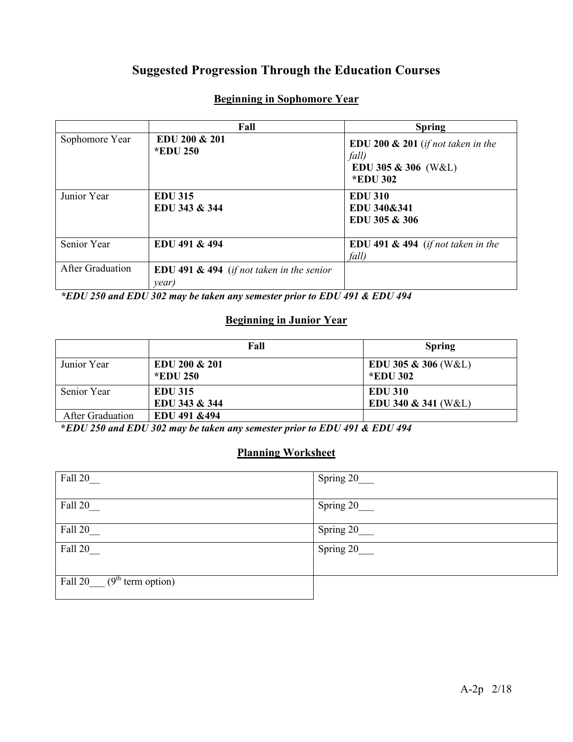# Suggested Progression Through the Education Courses

## Beginning in Sophomore Year

| | Fall | Spring |
|---|---|---|
| Sophomore Year | **EDU 200 & 201**<br>***EDU 250** | **EDU 200 & 201** (*if not taken in the fall)*<br>**EDU 305 & 306** (W&L)<br>***EDU 302** |
| Junior Year | **EDU 315**<br>**EDU 343 & 344** | **EDU 310**<br>**EDU 340&341**<br>**EDU 305 & 306** |
| Senior Year | **EDU 491 & 494** | **EDU 491 & 494** (*if not taken in the fall)* |
| After Graduation | **EDU 491 & 494** (*if not taken in the senior year)* | |

***EDU 250 and EDU 302 may be taken any semester prior to EDU 491 & EDU 494***

## Beginning in Junior Year

| | Fall | Spring |
|---|---|---|
| Junior Year | **EDU 200 & 201**<br>***EDU 250** | **EDU 305 & 306** (W&L)<br>***EDU 302** |
| Senior Year | **EDU 315**<br>**EDU 343 & 344** | **EDU 310**<br>**EDU 340 & 341** (W&L) |
| After Graduation | **EDU 491 &494** | |

***EDU 250 and EDU 302 may be taken any semester prior to EDU 491 & EDU 494**

## Planning Worksheet

| | |
|---|---|
| Fall 20__ | Spring 20___ |
| Fall 20__ | Spring 20___ |
| Fall 20__ | Spring 20___ |
| Fall 20__ | Spring 20___ |
| Fall 20___ (9th term option) | |

A-2p 2/18